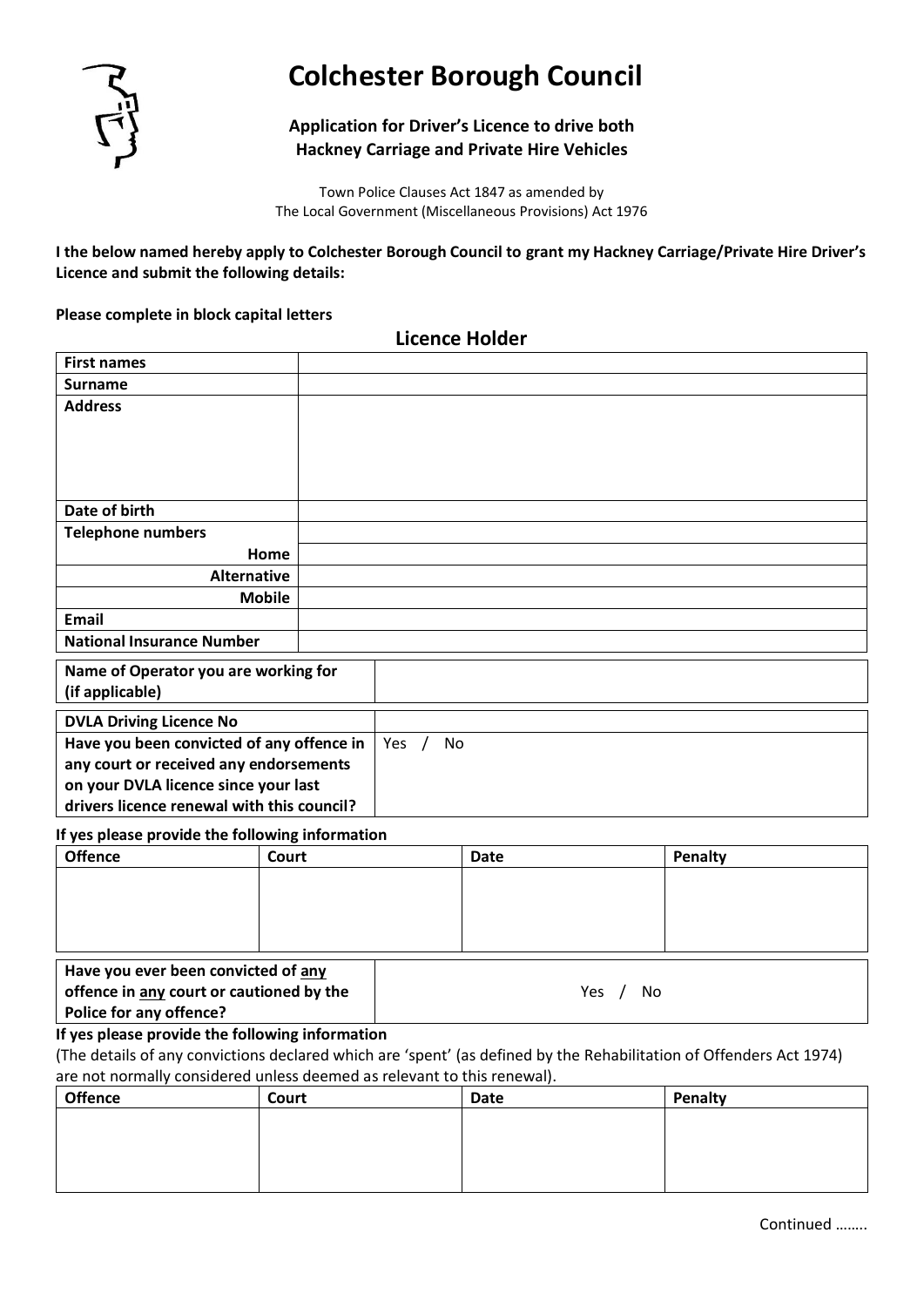# Colchester Borough Council

**Application for Driver's Licence to drive both Hackney Carriage and Private Hire Vehicles**

Town Police Clauses Act 1847 as amended by
The Local Government (Miscellaneous Provisions) Act 1976

**I the below named hereby apply to Colchester Borough Council to grant my Hackney Carriage/Private Hire Driver's Licence and submit the following details:**

**Please complete in block capital letters**

## Licence Holder

| | |
|---|---|
| **First names** | |
| **Surname** | |
| **Address** | |
| **Date of birth** | |
| **Telephone numbers** | |
| **Home** | |
| **Alternative** | |
| **Mobile** | |
| **Email** | |
| **National Insurance Number** | |

| | |
|---|---|
| **Name of Operator you are working for (if applicable)** | |

| | |
|---|---|
| **DVLA Driving Licence No** | |
| **Have you been convicted of any offence in any court or received any endorsements on your DVLA licence since your last drivers licence renewal with this council?** | Yes / No |

**If yes please provide the following information**

| Offence | Court | Date | Penalty |
|---|---|---|---|
| | | | |

| | |
|---|---|
| **Have you ever been convicted of any offence in any court or cautioned by the Police for any offence?** | Yes / No |

**If yes please provide the following information**

(The details of any convictions declared which are 'spent' (as defined by the Rehabilitation of Offenders Act 1974) are not normally considered unless deemed as relevant to this renewal).

| Offence | Court | Date | Penalty |
|---|---|---|---|
| | | | |

Continued ……..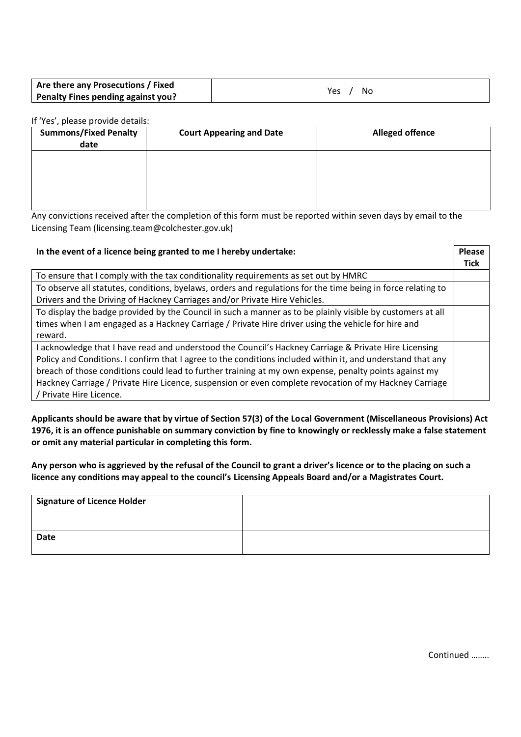| Are there any Prosecutions / Fixed Penalty Fines pending against you? | Yes / No |
|---|---|

If 'Yes', please provide details:

| Summons/Fixed Penalty date | Court Appearing and Date | Alleged offence |
|---|---|---|
| | | |

Any convictions received after the completion of this form must be reported within seven days by email to the Licensing Team (licensing.team@colchester.gov.uk)

| In the event of a licence being granted to me I hereby undertake: | Please Tick |
|---|---|
| To ensure that I comply with the tax conditionality requirements as set out by HMRC | |
| To observe all statutes, conditions, byelaws, orders and regulations for the time being in force relating to Drivers and the Driving of Hackney Carriages and/or Private Hire Vehicles. | |
| To display the badge provided by the Council in such a manner as to be plainly visible by customers at all times when I am engaged as a Hackney Carriage / Private Hire driver using the vehicle for hire and reward. | |
| I acknowledge that I have read and understood the Council's Hackney Carriage & Private Hire Licensing Policy and Conditions. I confirm that I agree to the conditions included within it, and understand that any breach of those conditions could lead to further training at my own expense, penalty points against my Hackney Carriage / Private Hire Licence, suspension or even complete revocation of my Hackney Carriage / Private Hire Licence. | |

**Applicants should be aware that by virtue of Section 57(3) of the Local Government (Miscellaneous Provisions) Act 1976, it is an offence punishable on summary conviction by fine to knowingly or recklessly make a false statement or omit any material particular in completing this form.**

**Any person who is aggrieved by the refusal of the Council to grant a driver's licence or to the placing on such a licence any conditions may appeal to the council's Licensing Appeals Board and/or a Magistrates Court.**

| Signature of Licence Holder | |
|---|---|
| **Date** | |

Continued ……..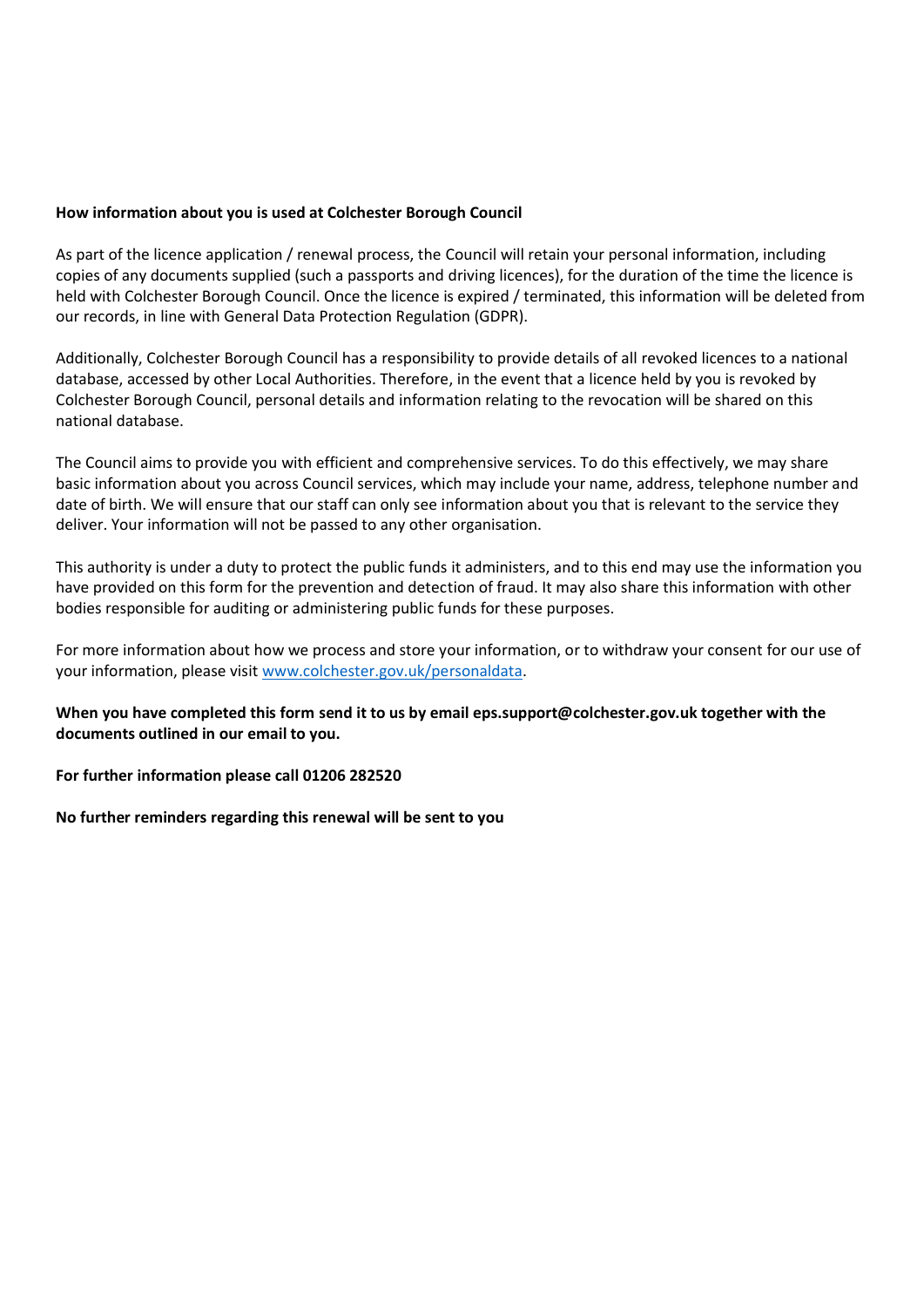**How information about you is used at Colchester Borough Council**

As part of the licence application / renewal process, the Council will retain your personal information, including copies of any documents supplied (such a passports and driving licences), for the duration of the time the licence is held with Colchester Borough Council. Once the licence is expired / terminated, this information will be deleted from our records, in line with General Data Protection Regulation (GDPR).

Additionally, Colchester Borough Council has a responsibility to provide details of all revoked licences to a national database, accessed by other Local Authorities. Therefore, in the event that a licence held by you is revoked by Colchester Borough Council, personal details and information relating to the revocation will be shared on this national database.

The Council aims to provide you with efficient and comprehensive services. To do this effectively, we may share basic information about you across Council services, which may include your name, address, telephone number and date of birth. We will ensure that our staff can only see information about you that is relevant to the service they deliver. Your information will not be passed to any other organisation.

This authority is under a duty to protect the public funds it administers, and to this end may use the information you have provided on this form for the prevention and detection of fraud. It may also share this information with other bodies responsible for auditing or administering public funds for these purposes.

For more information about how we process and store your information, or to withdraw your consent for our use of your information, please visit [www.colchester.gov.uk/personaldata](www.colchester.gov.uk/personaldata).

**When you have completed this form send it to us by email eps.support@colchester.gov.uk together with the documents outlined in our email to you.**

**For further information please call 01206 282520**

**No further reminders regarding this renewal will be sent to you**